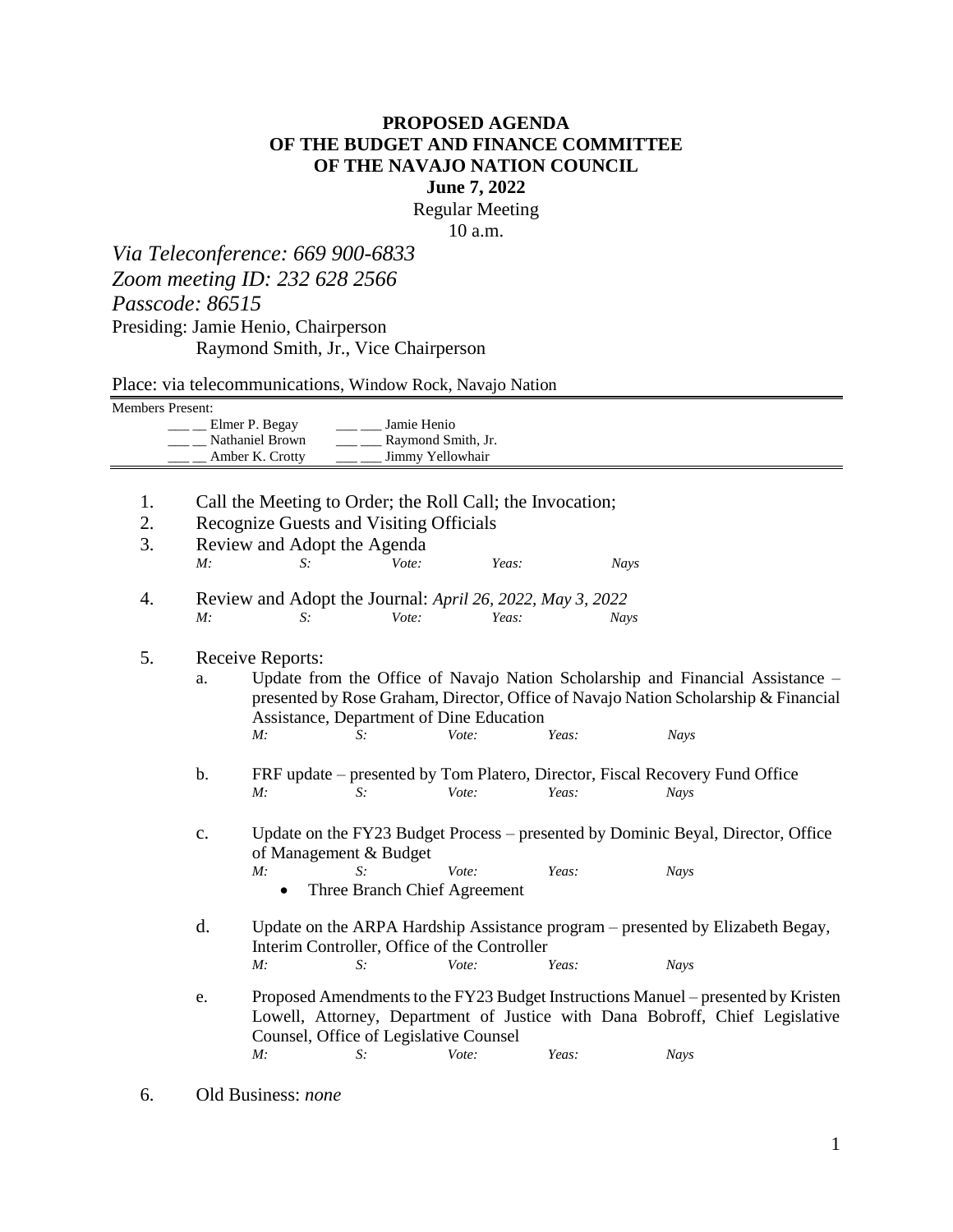# PROPOSED AGENDA
# OF THE BUDGET AND FINANCE COMMITTEE
# OF THE NAVAJO NATION COUNCIL

**June 7, 2022**

Regular Meeting

10 a.m.

*Via Teleconference: 669 900-6833*

*Zoom meeting ID: 232 628 2566*

*Passcode: 86515*

Presiding: Jamie Henio, Chairperson

Raymond Smith, Jr., Vice Chairperson

Place: via telecommunications, Window Rock, Navajo Nation

Members Present:

| | |
|---|---|
| ___ __ Elmer P. Begay | ___ ___ Jamie Henio |
| ___ __ Nathaniel Brown | ___ ___ Raymond Smith, Jr. |
| ___ __ Amber K. Crotty | ___ ___ Jimmy Yellowhair |

1. Call the Meeting to Order; the Roll Call; the Invocation;
2. Recognize Guests and Visiting Officials
3. Review and Adopt the Agenda

   *M: S: Vote: Yeas: Nays*

4. Review and Adopt the Journal: *April 26, 2022, May 3, 2022*

   *M: S: Vote: Yeas: Nays*

5. Receive Reports:

   a. Update from the Office of Navajo Nation Scholarship and Financial Assistance – presented by Rose Graham, Director, Office of Navajo Nation Scholarship & Financial Assistance, Department of Dine Education

      *M: S: Vote: Yeas: Nays*

   b. FRF update – presented by Tom Platero, Director, Fiscal Recovery Fund Office

      *M: S: Vote: Yeas: Nays*

   c. Update on the FY23 Budget Process – presented by Dominic Beyal, Director, Office of Management & Budget

      *M: S: Vote: Yeas: Nays*

      - Three Branch Chief Agreement

   d. Update on the ARPA Hardship Assistance program – presented by Elizabeth Begay, Interim Controller, Office of the Controller

      *M: S: Vote: Yeas: Nays*

   e. Proposed Amendments to the FY23 Budget Instructions Manuel – presented by Kristen Lowell, Attorney, Department of Justice with Dana Bobroff, Chief Legislative Counsel, Office of Legislative Counsel

      *M: S: Vote: Yeas: Nays*

6. Old Business: *none*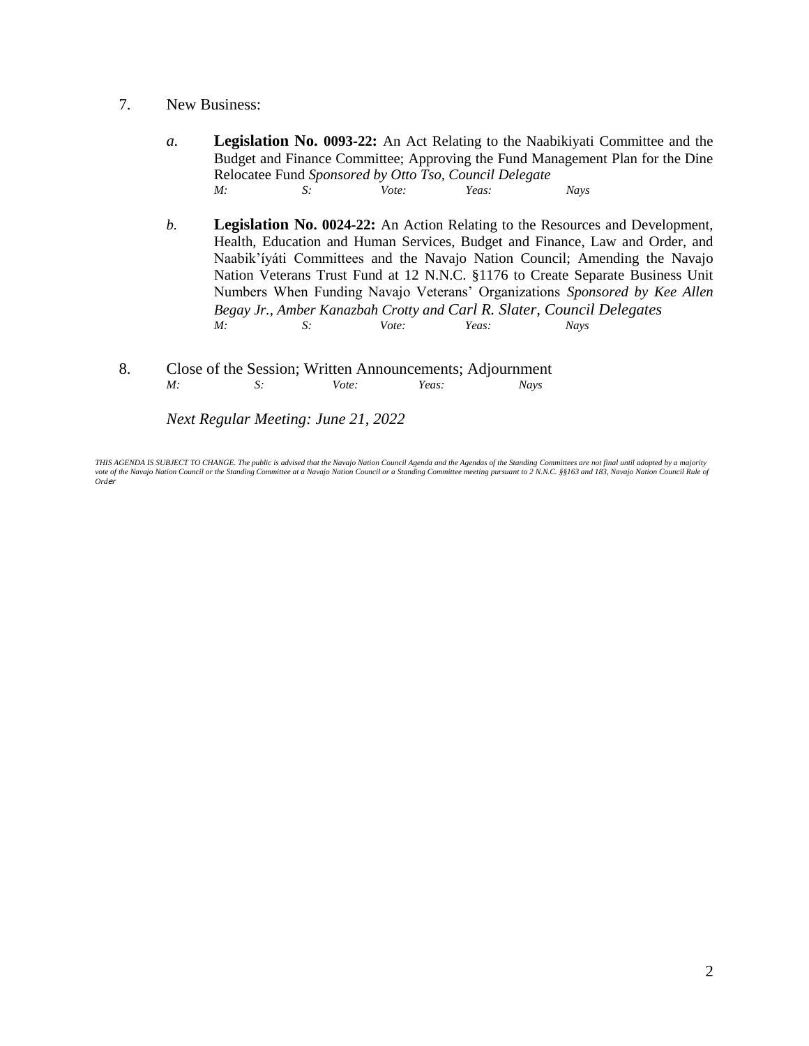7. New Business:

   *a.* **Legislation No. 0093-22:** An Act Relating to the Naabikiyati Committee and the Budget and Finance Committee; Approving the Fund Management Plan for the Dine Relocatee Fund *Sponsored by Otto Tso, Council Delegate*
   *M: S: Vote: Yeas: Nays*

   *b.* **Legislation No. 0024-22:** An Action Relating to the Resources and Development, Health, Education and Human Services, Budget and Finance, Law and Order, and Naabik'íyáti Committees and the Navajo Nation Council; Amending the Navajo Nation Veterans Trust Fund at 12 N.N.C. §1176 to Create Separate Business Unit Numbers When Funding Navajo Veterans' Organizations *Sponsored by Kee Allen Begay Jr., Amber Kanazbah Crotty and Carl R. Slater, Council Delegates*
   *M: S: Vote: Yeas: Nays*

8. Close of the Session; Written Announcements; Adjournment
   *M: S: Vote: Yeas: Nays*

   *Next Regular Meeting: June 21, 2022*

*THIS AGENDA IS SUBJECT TO CHANGE. The public is advised that the Navajo Nation Council Agenda and the Agendas of the Standing Committees are not final until adopted by a majority vote of the Navajo Nation Council or the Standing Committee at a Navajo Nation Council or a Standing Committee meeting pursuant to 2 N.N.C. §§163 and 183, Navajo Nation Council Rule of Order*